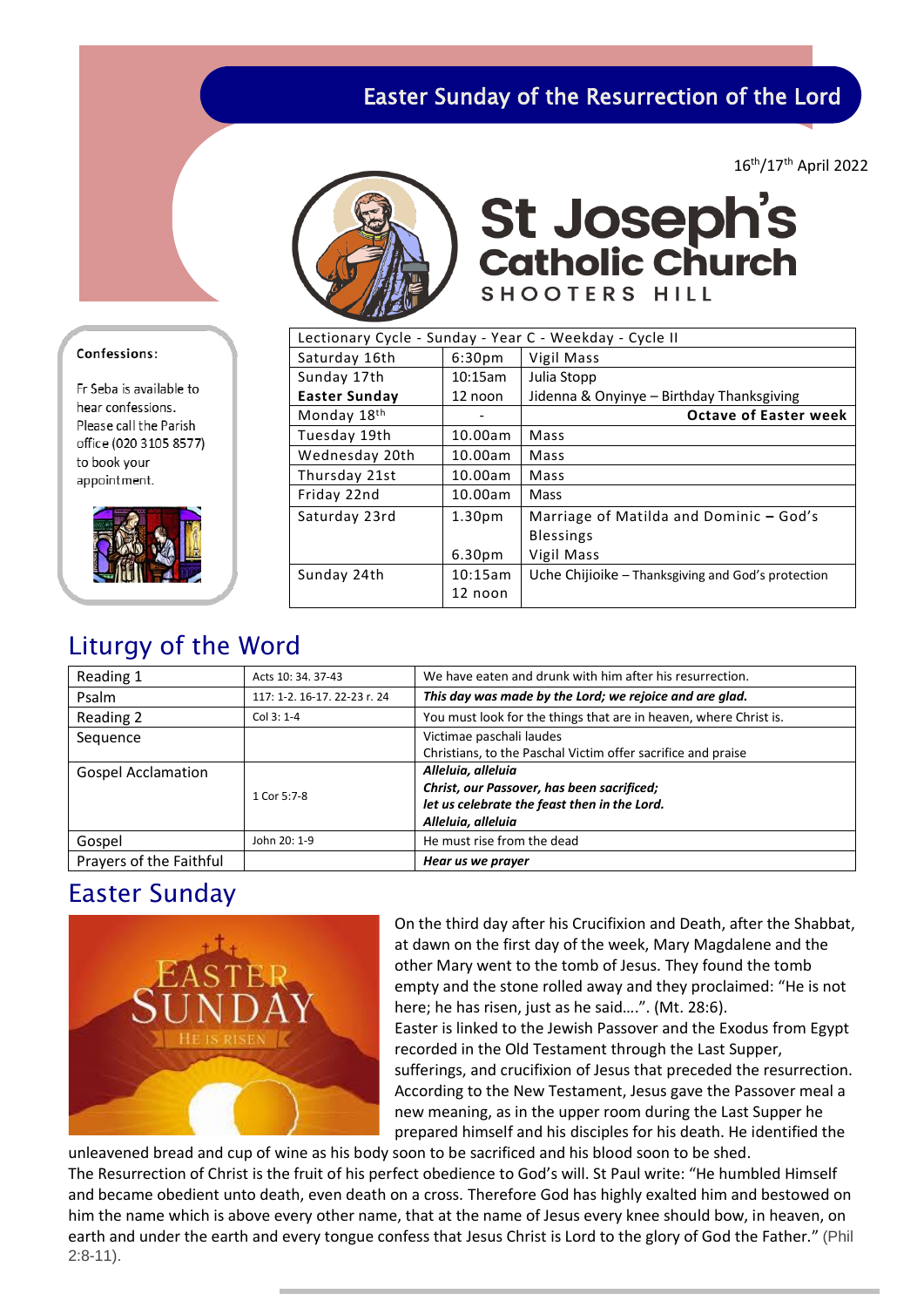# Easter Sunday of the Resurrection of the Lord

16th/17th April 2022

# St Joseph's Catholic Church

SHOOTERS HILL

**Confessions:**

Fr Seba is available to hear confessions. Please call the Parish office (020 3105 8577) to book your appointment.

| Lectionary Cycle - Sunday - Year C - Weekday - Cycle II | | |
|---|---|---|
| Saturday 16th | 6:30pm | Vigil Mass |
| Sunday 17th | 10:15am | Julia Stopp |
| **Easter Sunday** | 12 noon | Jidenna & Onyinye – Birthday Thanksgiving |
| Monday 18th | - | **Octave of Easter week** |
| Tuesday 19th | 10.00am | Mass |
| Wednesday 20th | 10.00am | Mass |
| Thursday 21st | 10.00am | Mass |
| Friday 22nd | 10.00am | Mass |
| Saturday 23rd | 1.30pm<br>6.30pm | Marriage of Matilda and Dominic – God's Blessings<br>Vigil Mass |
| Sunday 24th | 10:15am<br>12 noon | Uche Chijioike – Thanksgiving and God's protection |

## Liturgy of the Word

| | | |
|---|---|---|
| Reading 1 | Acts 10: 34. 37-43 | We have eaten and drunk with him after his resurrection. |
| Psalm | 117: 1-2. 16-17. 22-23 r. 24 | ***This day was made by the Lord; we rejoice and are glad.*** |
| Reading 2 | Col 3: 1-4 | You must look for the things that are in heaven, where Christ is. |
| Sequence | | Victimae paschali laudes<br>Christians, to the Paschal Victim offer sacrifice and praise |
| Gospel Acclamation | 1 Cor 5:7-8 | ***Alleluia, alleluia<br>Christ, our Passover, has been sacrificed;<br>let us celebrate the feast then in the Lord.<br>Alleluia, alleluia*** |
| Gospel | John 20: 1-9 | He must rise from the dead |
| Prayers of the Faithful | | ***Hear us we prayer*** |

## Easter Sunday

On the third day after his Crucifixion and Death, after the Shabbat, at dawn on the first day of the week, Mary Magdalene and the other Mary went to the tomb of Jesus. They found the tomb empty and the stone rolled away and they proclaimed: "He is not here; he has risen, just as he said….". (Mt. 28:6).

Easter is linked to the Jewish Passover and the Exodus from Egypt recorded in the Old Testament through the Last Supper, sufferings, and crucifixion of Jesus that preceded the resurrection. According to the New Testament, Jesus gave the Passover meal a new meaning, as in the upper room during the Last Supper he prepared himself and his disciples for his death. He identified the unleavened bread and cup of wine as his body soon to be sacrificed and his blood soon to be shed.

The Resurrection of Christ is the fruit of his perfect obedience to God's will. St Paul write: "He humbled Himself and became obedient unto death, even death on a cross. Therefore God has highly exalted him and bestowed on him the name which is above every other name, that at the name of Jesus every knee should bow, in heaven, on earth and under the earth and every tongue confess that Jesus Christ is Lord to the glory of God the Father." (Phil 2:8-11).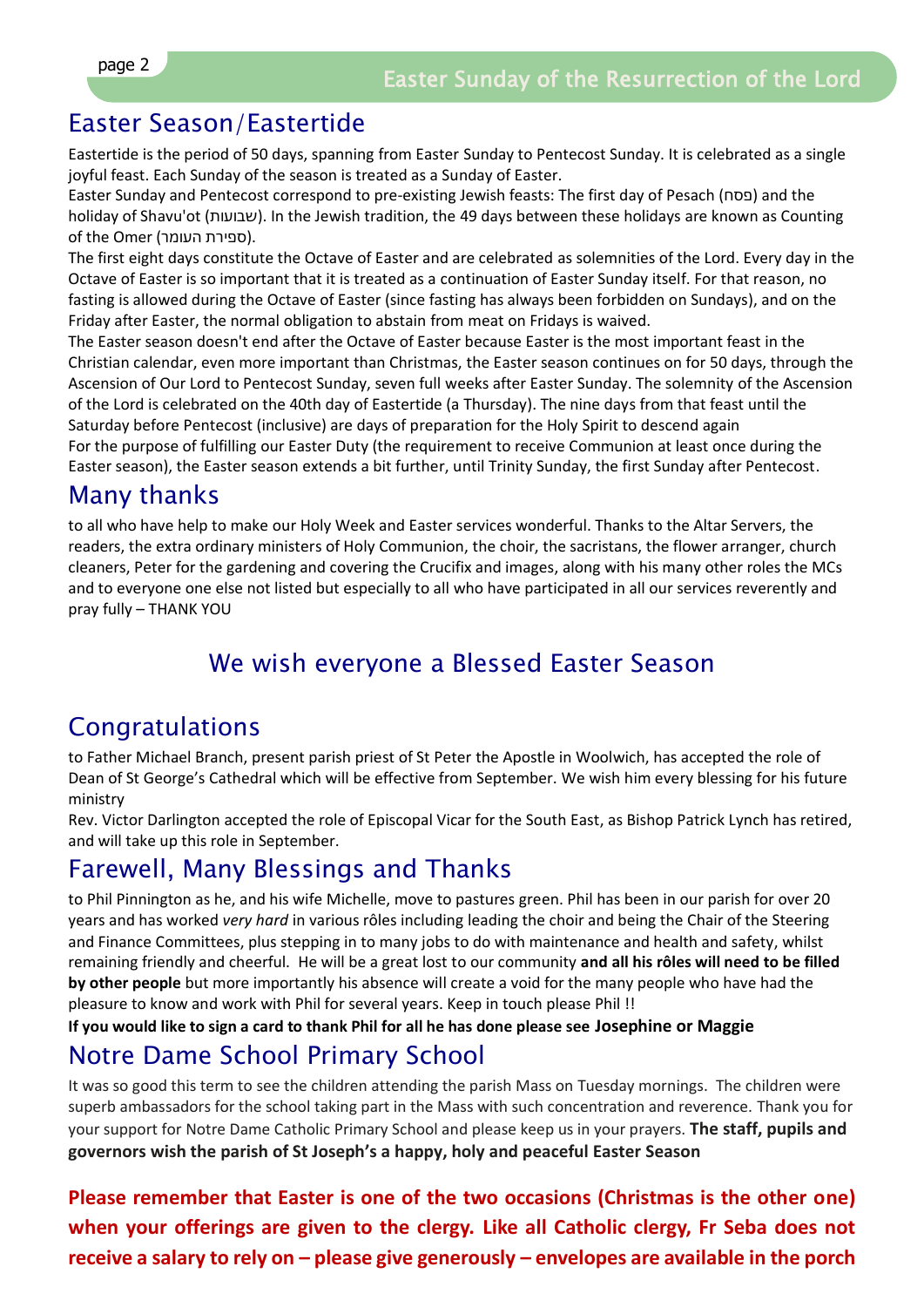## Easter Season/Eastertide

Eastertide is the period of 50 days, spanning from Easter Sunday to Pentecost Sunday. It is celebrated as a single joyful feast. Each Sunday of the season is treated as a Sunday of Easter.

Easter Sunday and Pentecost correspond to pre-existing Jewish feasts: The first day of Pesach (פסח) and the holiday of Shavu'ot (שבועות). In the Jewish tradition, the 49 days between these holidays are known as Counting of the Omer (ספירת העומר).

The first eight days constitute the Octave of Easter and are celebrated as solemnities of the Lord. Every day in the Octave of Easter is so important that it is treated as a continuation of Easter Sunday itself. For that reason, no fasting is allowed during the Octave of Easter (since fasting has always been forbidden on Sundays), and on the Friday after Easter, the normal obligation to abstain from meat on Fridays is waived.

The Easter season doesn't end after the Octave of Easter because Easter is the most important feast in the Christian calendar, even more important than Christmas, the Easter season continues on for 50 days, through the Ascension of Our Lord to Pentecost Sunday, seven full weeks after Easter Sunday. The solemnity of the Ascension of the Lord is celebrated on the 40th day of Eastertide (a Thursday). The nine days from that feast until the Saturday before Pentecost (inclusive) are days of preparation for the Holy Spirit to descend again

For the purpose of fulfilling our Easter Duty (the requirement to receive Communion at least once during the Easter season), the Easter season extends a bit further, until Trinity Sunday, the first Sunday after Pentecost.

## Many thanks

to all who have help to make our Holy Week and Easter services wonderful. Thanks to the Altar Servers, the readers, the extra ordinary ministers of Holy Communion, the choir, the sacristans, the flower arranger, church cleaners, Peter for the gardening and covering the Crucifix and images, along with his many other roles the MCs and to everyone one else not listed but especially to all who have participated in all our services reverently and pray fully – THANK YOU

## We wish everyone a Blessed Easter Season

## Congratulations

to Father Michael Branch, present parish priest of St Peter the Apostle in Woolwich, has accepted the role of Dean of St George's Cathedral which will be effective from September. We wish him every blessing for his future ministry

Rev. Victor Darlington accepted the role of Episcopal Vicar for the South East, as Bishop Patrick Lynch has retired, and will take up this role in September.

## Farewell, Many Blessings and Thanks

to Phil Pinnington as he, and his wife Michelle, move to pastures green. Phil has been in our parish for over 20 years and has worked *very hard* in various rôles including leading the choir and being the Chair of the Steering and Finance Committees, plus stepping in to many jobs to do with maintenance and health and safety, whilst remaining friendly and cheerful. He will be a great lost to our community **and all his rôles will need to be filled by other people** but more importantly his absence will create a void for the many people who have had the pleasure to know and work with Phil for several years. Keep in touch please Phil !!

**If you would like to sign a card to thank Phil for all he has done please see Josephine or Maggie**

## Notre Dame School Primary School

It was so good this term to see the children attending the parish Mass on Tuesday mornings. The children were superb ambassadors for the school taking part in the Mass with such concentration and reverence. Thank you for your support for Notre Dame Catholic Primary School and please keep us in your prayers. **The staff, pupils and governors wish the parish of St Joseph's a happy, holy and peaceful Easter Season**

**Please remember that Easter is one of the two occasions (Christmas is the other one) when your offerings are given to the clergy. Like all Catholic clergy, Fr Seba does not receive a salary to rely on – please give generously – envelopes are available in the porch**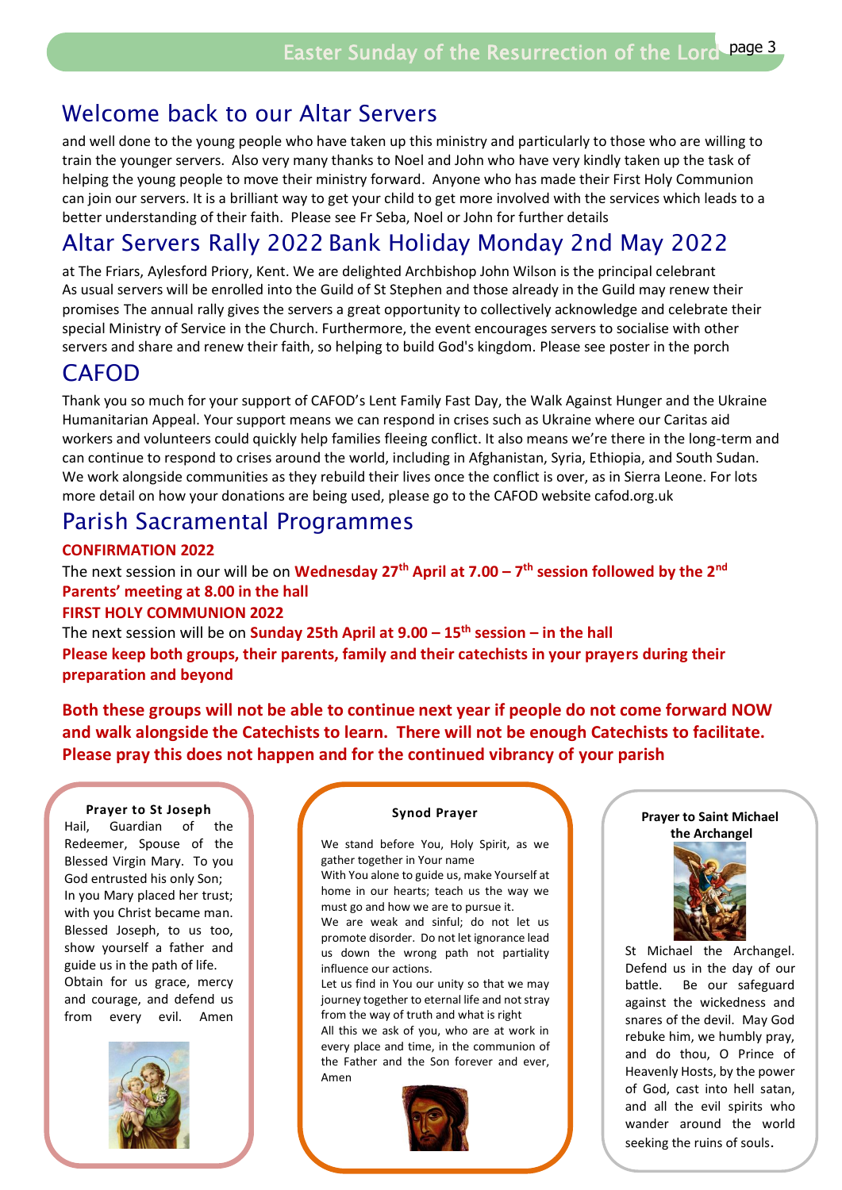## Welcome back to our Altar Servers

and well done to the young people who have taken up this ministry and particularly to those who are willing to train the younger servers. Also very many thanks to Noel and John who have very kindly taken up the task of helping the young people to move their ministry forward. Anyone who has made their First Holy Communion can join our servers. It is a brilliant way to get your child to get more involved with the services which leads to a better understanding of their faith. Please see Fr Seba, Noel or John for further details

## Altar Servers Rally 2022 Bank Holiday Monday 2nd May 2022

at The Friars, Aylesford Priory, Kent. We are delighted Archbishop John Wilson is the principal celebrant As usual servers will be enrolled into the Guild of St Stephen and those already in the Guild may renew their promises The annual rally gives the servers a great opportunity to collectively acknowledge and celebrate their special Ministry of Service in the Church. Furthermore, the event encourages servers to socialise with other servers and share and renew their faith, so helping to build God's kingdom. Please see poster in the porch

## CAFOD

Thank you so much for your support of CAFOD's Lent Family Fast Day, the Walk Against Hunger and the Ukraine Humanitarian Appeal. Your support means we can respond in crises such as Ukraine where our Caritas aid workers and volunteers could quickly help families fleeing conflict. It also means we're there in the long-term and can continue to respond to crises around the world, including in Afghanistan, Syria, Ethiopia, and South Sudan. We work alongside communities as they rebuild their lives once the conflict is over, as in Sierra Leone. For lots more detail on how your donations are being used, please go to the CAFOD website cafod.org.uk

## Parish Sacramental Programmes

**CONFIRMATION 2022**

The next session in our will be on **Wednesday 27th April at 7.00 – 7th session followed by the 2nd Parents' meeting at 8.00 in the hall**

**FIRST HOLY COMMUNION 2022**

The next session will be on **Sunday 25th April at 9.00 – 15th session – in the hall**

**Please keep both groups, their parents, family and their catechists in your prayers during their preparation and beyond**

**Both these groups will not be able to continue next year if people do not come forward NOW and walk alongside the Catechists to learn. There will not be enough Catechists to facilitate. Please pray this does not happen and for the continued vibrancy of your parish**

**Prayer to St Joseph**

Hail, Guardian of the Redeemer, Spouse of the Blessed Virgin Mary. To you God entrusted his only Son; In you Mary placed her trust; with you Christ became man. Blessed Joseph, to us too, show yourself a father and guide us in the path of life. Obtain for us grace, mercy and courage, and defend us from every evil. Amen

**Synod Prayer**

We stand before You, Holy Spirit, as we gather together in Your name
With You alone to guide us, make Yourself at home in our hearts; teach us the way we must go and how we are to pursue it.
We are weak and sinful; do not let us promote disorder. Do not let ignorance lead us down the wrong path not partiality influence our actions.
Let us find in You our unity so that we may journey together to eternal life and not stray from the way of truth and what is right
All this we ask of you, who are at work in every place and time, in the communion of the Father and the Son forever and ever, Amen

**Prayer to Saint Michael the Archangel**

St Michael the Archangel. Defend us in the day of our battle. Be our safeguard against the wickedness and snares of the devil. May God rebuke him, we humbly pray, and do thou, O Prince of Heavenly Hosts, by the power of God, cast into hell satan, and all the evil spirits who wander around the world seeking the ruins of souls.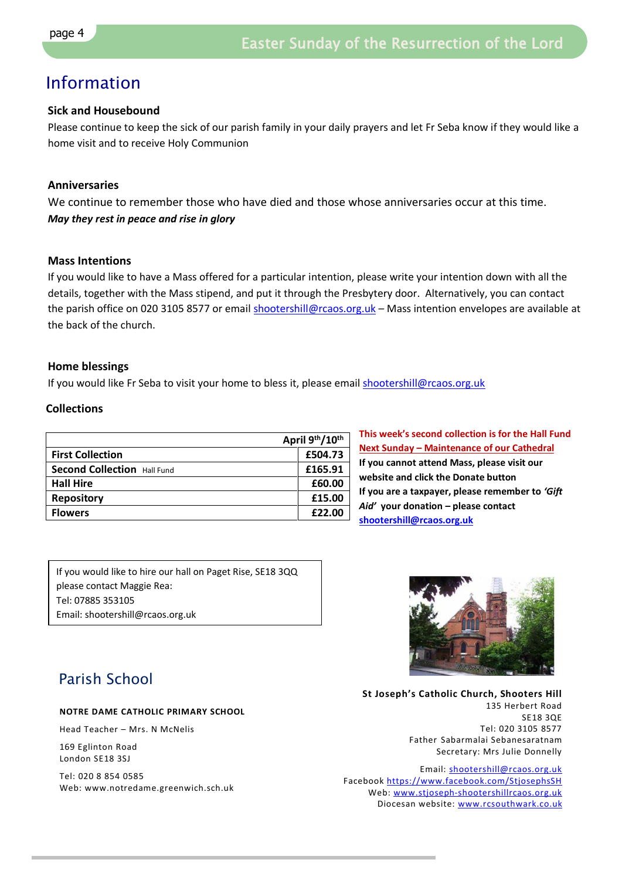# Information

### Sick and Housebound

Please continue to keep the sick of our parish family in your daily prayers and let Fr Seba know if they would like a home visit and to receive Holy Communion

### Anniversaries

We continue to remember those who have died and those whose anniversaries occur at this time.
***May they rest in peace and rise in glory***

### Mass Intentions

If you would like to have a Mass offered for a particular intention, please write your intention down with all the details, together with the Mass stipend, and put it through the Presbytery door. Alternatively, you can contact the parish office on 020 3105 8577 or email shootershill@rcaos.org.uk – Mass intention envelopes are available at the back of the church.

### Home blessings

If you would like Fr Seba to visit your home to bless it, please email shootershill@rcaos.org.uk

### Collections

| | April 9th/10th |
|---|---|
| **First Collection** | **£504.73** |
| **Second Collection** Hall Fund | **£165.91** |
| **Hall Hire** | **£60.00** |
| **Repository** | **£15.00** |
| **Flowers** | **£22.00** |

**This week's second collection is for the Hall Fund**
**Next Sunday – Maintenance of our Cathedral**
**If you cannot attend Mass, please visit our website and click the Donate button**
**If you are a taxpayer, please remember to *'Gift Aid'* your donation – please contact shootershill@rcaos.org.uk**

If you would like to hire our hall on Paget Rise, SE18 3QQ please contact Maggie Rea:
Tel: 07885 353105
Email: shootershill@rcaos.org.uk

## Parish School

**NOTRE DAME CATHOLIC PRIMARY SCHOOL**

Head Teacher – Mrs. N McNelis

169 Eglinton Road
London SE18 3SJ

Tel: 020 8 854 0585
Web: www.notredame.greenwich.sch.uk

**St Joseph's Catholic Church, Shooters Hill**
135 Herbert Road
SE18 3QE
Tel: 020 3105 8577
Father Sabarmalai Sebanesaratnam
Secretary: Mrs Julie Donnelly

Email: shootershill@rcaos.org.uk
Facebook https://www.facebook.com/StjosephsSH
Web: www.stjoseph-shootershillrcaos.org.uk
Diocesan website: www.rcsouthwark.co.uk